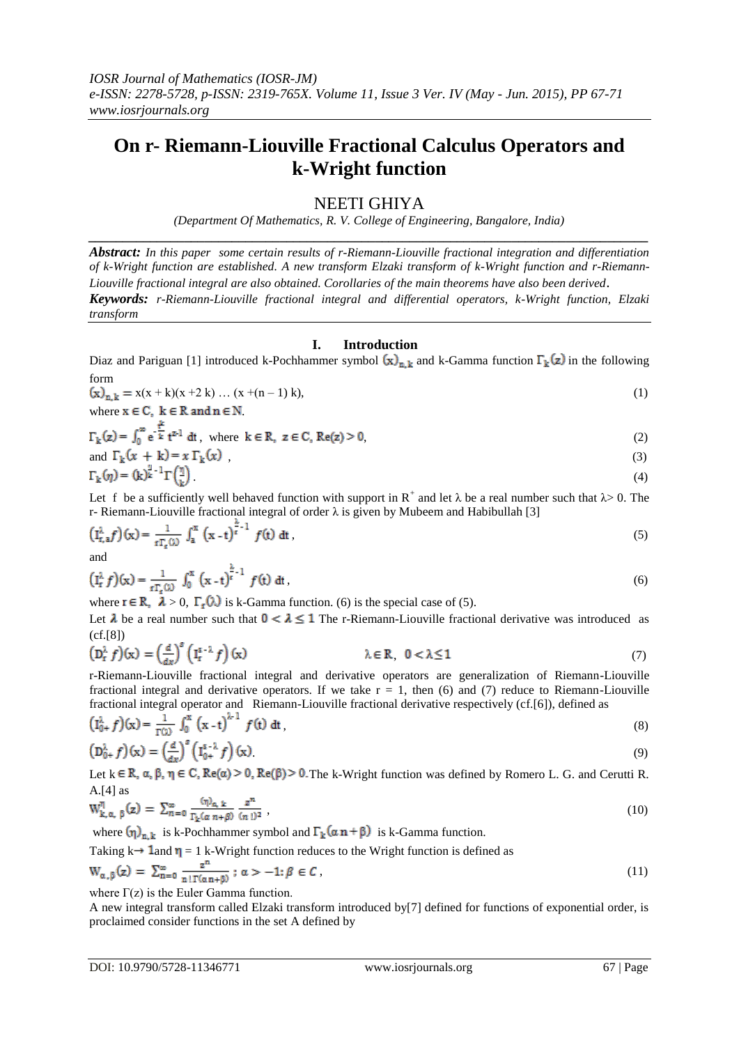# On r- Riemann-Liouville Fractional Calculus Operators and k-Wright function

## NEETI GHIYA

*(Department Of Mathematics, R. V. College of Engineering, Bangalore, India)*

***Abstract:*** *In this paper some certain results of r-Riemann-Liouville fractional integration and differentiation of k-Wright function are established. A new transform Elzaki transform of k-Wright function and r-Riemann-Liouville fractional integral are also obtained. Corollaries of the main theorems have also been derived.*

***Keywords:*** *r-Riemann-Liouville fractional integral and differential operators, k-Wright function, Elzaki transform*

## I. Introduction

Diaz and Pariguan [1] introduced k-Pochhammer symbol $(x)_{n,k}$ and k-Gamma function $\Gamma_k(z)$ in the following form

$$(x)_{n,k} = x(x+k)(x+2k)\ldots(x+(n-1)k), \tag{1}$$

where $x \in C,\ k \in R$ and $n \in N$.

$$\Gamma_k(z) = \int_0^\infty e^{-\frac{t^k}{k}} t^{z-1}\, dt,\ \text{where}\ k \in R,\ z \in C,\ Re(z) > 0, \tag{2}$$

$$\text{and}\ \Gamma_k(x+k) = x\,\Gamma_k(x), \tag{3}$$

$$\Gamma_k(\eta) = (k)^{\frac{\eta}{k}-1}\Gamma\left(\frac{\eta}{k}\right). \tag{4}$$

Let f be a sufficiently well behaved function with support in $R^+$ and let λ be a real number such that λ> 0. The r- Riemann-Liouville fractional integral of order λ is given by Mubeem and Habibullah [3]

$$\left(I_{r,a}^{\lambda} f\right)(x) = \frac{1}{r\Gamma_r(\lambda)} \int_a^x (x-t)^{\frac{\lambda}{r}-1} f(t)\, dt, \tag{5}$$

and

$$\left(I_r^{\lambda} f\right)(x) = \frac{1}{r\Gamma_r(\lambda)} \int_0^x (x-t)^{\frac{\lambda}{r}-1} f(t)\, dt, \tag{6}$$

where $r \in R,\ \lambda > 0,\ \Gamma_r(\lambda)$ is k-Gamma function. (6) is the special case of (5).

Let $\lambda$ be a real number such that $0 < \lambda \le 1$ The r-Riemann-Liouville fractional derivative was introduced as (cf.[8])

$$\left(D_r^{\lambda} f\right)(x) = \left(\frac{d}{dx}\right)^s \left(I_r^{s-\lambda} f\right)(x) \qquad \lambda \in R,\ 0 < \lambda \le 1 \tag{7}$$

r-Riemann-Liouville fractional integral and derivative operators are generalization of Riemann-Liouville fractional integral and derivative operators. If we take r = 1, then (6) and (7) reduce to Riemann-Liouville fractional integral operator and Riemann-Liouville fractional derivative respectively (cf.[6]), defined as

$$\left(I_{0+}^{\lambda} f\right)(x) = \frac{1}{\Gamma(\lambda)} \int_0^x (x-t)^{\lambda-1} f(t)\, dt, \tag{8}$$

$$\left(D_{0+}^{\lambda} f\right)(x) = \left(\frac{d}{dx}\right)^s \left(I_{0+}^{s-\lambda} f\right)(x). \tag{9}$$

Let $k \in R,\ \alpha, \beta, \eta \in C,\ Re(\alpha) > 0,\ Re(\beta) > 0$. The k-Wright function was defined by Romero L. G. and Cerutti R. A.[4] as

$$W_{k,\alpha,\beta}^{\eta}(z) = \sum_{n=0}^{\infty} \frac{(\eta)_{n,k}}{\Gamma_k(\alpha n+\beta)} \frac{z^n}{(n!)^2}, \tag{10}$$

where $(\eta)_{n,k}$ is k-Pochhammer symbol and $\Gamma_k(\alpha n+\beta)$ is k-Gamma function.

Taking $k \to 1$ and $\eta = 1$ k-Wright function reduces to the Wright function is defined as

$$W_{\alpha,\beta}(z) = \sum_{n=0}^{\infty} \frac{z^n}{n!\,\Gamma(\alpha n+\beta)};\ \alpha > -1;\ \beta \in C, \tag{11}$$

where Γ(z) is the Euler Gamma function.

A new integral transform called Elzaki transform introduced by[7] defined for functions of exponential order, is proclaimed consider functions in the set A defined by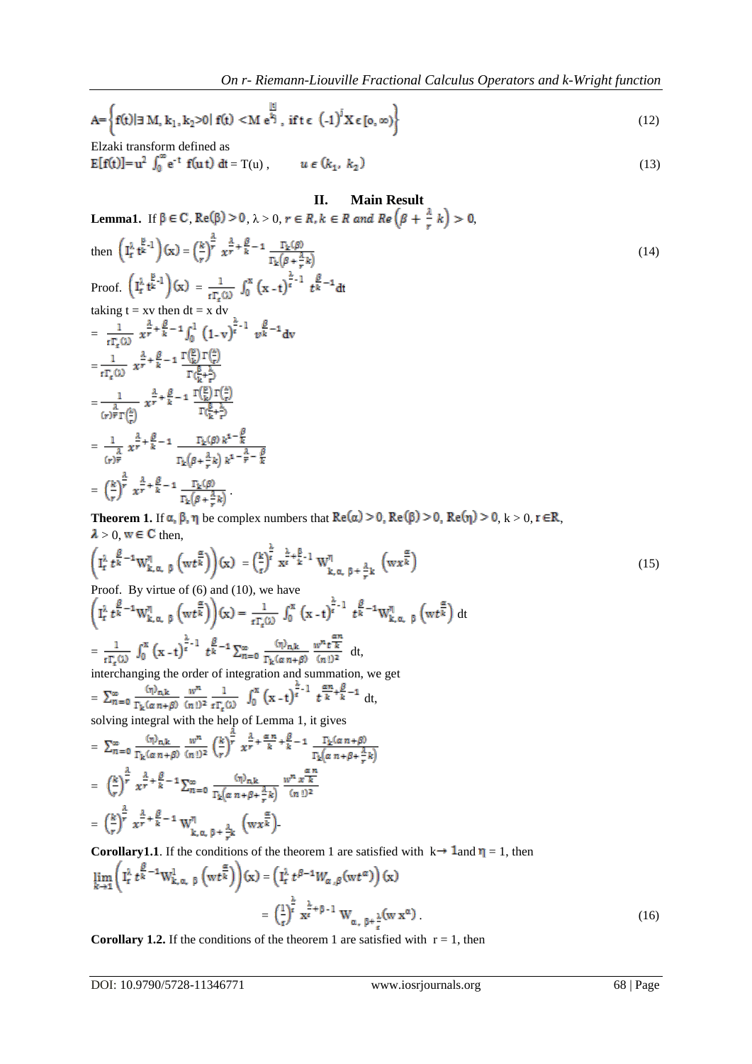$$A=\left\{f(t)|\exists\, M, k_1, k_2>0 |\, f(t) < M\, e^{\frac{|t|}{k_j}},\ \text{if } t \in (-1)^j X \in [0,\infty)\right\} \tag{12}$$

Elzaki transform defined as

$$E[f(t)] = u^2 \int_0^\infty e^{-t} f(u\,t)\, dt = T(u), \qquad u \in (k_1, k_2) \tag{13}$$

## II. Main Result

**Lemma1.** If $\beta \in \mathbb{C}$, $Re(\beta) > 0$, $\lambda > 0$, $r \in R$, $k \in R$ *and* $Re\left(\beta + \frac{\lambda}{r} k\right) > 0$,

then $\left(I_r^{\lambda} t^{\frac{\beta}{k}-1}\right)(x) = \left(\frac{k}{r}\right)^{\frac{\lambda}{r}} x^{\frac{\lambda}{r}+\frac{\beta}{k}-1} \frac{\Gamma_k(\beta)}{\Gamma_k\left(\beta+\frac{\lambda}{r}k\right)}$ (14)

Proof. $\left(I_r^{\lambda} t^{\frac{\beta}{k}-1}\right)(x) = \frac{1}{r\Gamma_r(\lambda)} \int_0^x (x-t)^{\frac{\lambda}{r}-1} t^{\frac{\beta}{k}-1} dt$

taking t = xv then dt = x dv

$= \frac{1}{r\Gamma_r(\lambda)} x^{\frac{\lambda}{r}+\frac{\beta}{k}-1} \int_0^1 (1-v)^{\frac{\lambda}{r}-1} v^{\frac{\beta}{k}-1} dv$

$= \frac{1}{r\Gamma_r(\lambda)} x^{\frac{\lambda}{r}+\frac{\beta}{k}-1} \frac{\Gamma\left(\frac{\beta}{k}\right)\Gamma\left(\frac{\lambda}{r}\right)}{\Gamma\left(\frac{\beta}{k}+\frac{\lambda}{r}\right)}$

$= \frac{1}{(r)^{\frac{\lambda}{r}}\Gamma\left(\frac{\lambda}{r}\right)} x^{\frac{\lambda}{r}+\frac{\beta}{k}-1} \frac{\Gamma\left(\frac{\beta}{k}\right)\Gamma\left(\frac{\lambda}{r}\right)}{\Gamma\left(\frac{\beta}{k}+\frac{\lambda}{r}\right)}$

$= \frac{1}{(r)^{\frac{\lambda}{r}}} x^{\frac{\lambda}{r}+\frac{\beta}{k}-1} \frac{\Gamma_k(\beta)\, k^{1-\frac{\beta}{k}}}{\Gamma_k\left(\beta+\frac{\lambda}{r}k\right) k^{1-\frac{\lambda}{r}-\frac{\beta}{k}}}$

$= \left(\frac{k}{r}\right)^{\frac{\lambda}{r}} x^{\frac{\lambda}{r}+\frac{\beta}{k}-1} \frac{\Gamma_k(\beta)}{\Gamma_k\left(\beta+\frac{\lambda}{r}k\right)}.$

**Theorem 1.** If $\alpha, \beta, \eta$ be complex numbers that $Re(\alpha) > 0$, $Re(\beta) > 0$, $Re(\eta) > 0$, $k > 0$, $r \in R$, $\lambda > 0$, $w \in \mathbb{C}$ then,

$$\left(I_r^{\lambda} t^{\frac{\beta}{k}-1} W_{k,\alpha,\beta}^{\eta}\left(wt^{\frac{\alpha}{k}}\right)\right)(x) = \left(\frac{k}{r}\right)^{\frac{\lambda}{r}} x^{\frac{\lambda}{r}+\frac{\beta}{k}-1} W_{k,\alpha,\beta+\frac{\lambda}{r}k}^{\eta}\left(wx^{\frac{\alpha}{k}}\right) \tag{15}$$

Proof. By virtue of (6) and (10), we have

$\left(I_r^{\lambda} t^{\frac{\beta}{k}-1} W_{k,\alpha,\beta}^{\eta}\left(wt^{\frac{\alpha}{k}}\right)\right)(x) = \frac{1}{r\Gamma_r(\lambda)} \int_0^x (x-t)^{\frac{\lambda}{r}-1} t^{\frac{\beta}{k}-1} W_{k,\alpha,\beta}^{\eta}\left(wt^{\frac{\alpha}{k}}\right) dt$

$= \frac{1}{r\Gamma_r(\lambda)} \int_0^x (x-t)^{\frac{\lambda}{r}-1} t^{\frac{\beta}{k}-1} \sum_{n=0}^{\infty} \frac{(\eta)_{n,k}}{\Gamma_k(\alpha n+\beta)} \frac{w^n t^{\frac{\alpha n}{k}}}{(n!)^2}\, dt,$

interchanging the order of integration and summation, we get

$= \sum_{n=0}^{\infty} \frac{(\eta)_{n,k}}{\Gamma_k(\alpha n+\beta)} \frac{w^n}{(n!)^2} \frac{1}{r\Gamma_r(\lambda)} \int_0^x (x-t)^{\frac{\lambda}{r}-1} t^{\frac{\alpha n}{k}+\frac{\beta}{k}-1} dt,$

solving integral with the help of Lemma 1, it gives

$= \sum_{n=0}^{\infty} \frac{(\eta)_{n,k}}{\Gamma_k(\alpha n+\beta)} \frac{w^n}{(n!)^2} \left(\frac{k}{r}\right)^{\frac{\lambda}{r}} x^{\frac{\lambda}{r}+\frac{\alpha n}{k}+\frac{\beta}{k}-1} \frac{\Gamma_k(\alpha n+\beta)}{\Gamma_k\left(\alpha n+\beta+\frac{\lambda}{r}k\right)}$

$= \left(\frac{k}{r}\right)^{\frac{\lambda}{r}} x^{\frac{\lambda}{r}+\frac{\beta}{k}-1} \sum_{n=0}^{\infty} \frac{(\eta)_{n,k}}{\Gamma_k\left(\alpha n+\beta+\frac{\lambda}{r}k\right)} \frac{w^n x^{\frac{\alpha n}{k}}}{(n!)^2}$

$= \left(\frac{k}{r}\right)^{\frac{\lambda}{r}} x^{\frac{\lambda}{r}+\frac{\beta}{k}-1} W_{k,\alpha,\beta+\frac{\lambda}{r}k}^{\eta}\left(wx^{\frac{\alpha}{k}}\right).$

**Corollary1.1**. If the conditions of the theorem 1 are satisfied with $k \to 1$ and $\eta = 1$, then

$$\lim_{k\to 1}\left(I_r^{\lambda} t^{\frac{\beta}{k}-1} W_{k,\alpha,\beta}^{1}\left(wt^{\frac{\alpha}{k}}\right)\right)(x) = \left(I_r^{\lambda} t^{\beta-1} W_{\alpha,\beta}(wt^{\alpha})\right)(x)$$

$$= \left(\frac{1}{r}\right)^{\frac{\lambda}{r}} x^{\frac{\lambda}{r}+\beta-1} W_{\alpha,\beta+\frac{\lambda}{r}}(w\,x^{\alpha}). \tag{16}$$

**Corollary 1.2.** If the conditions of the theorem 1 are satisfied with $r = 1$, then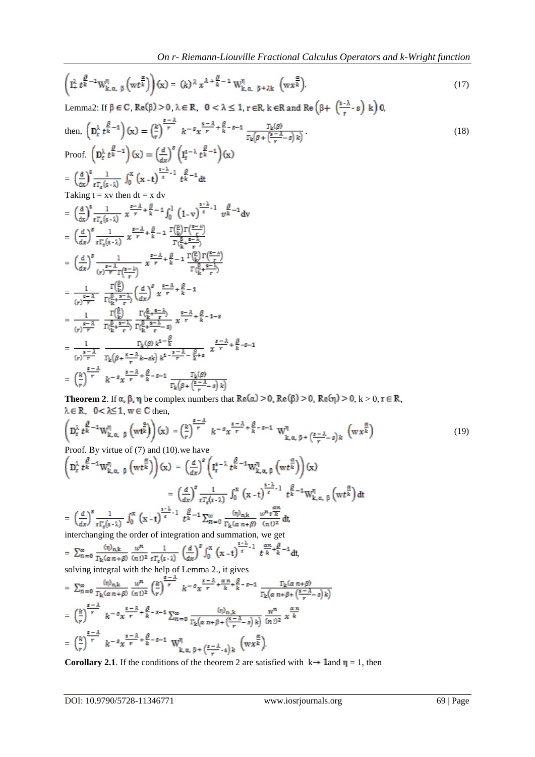$$\left(\mathrm{I}_r^{\lambda}\, t^{\frac{\beta}{k}-1}\mathrm{W}^{\eta}_{k,\alpha,\ \beta}\left(wt^{\frac{\alpha}{k}}\right)\right)(x) = (k)^{\lambda}\, x^{\lambda+\frac{\beta}{k}-1}\, \mathrm{W}^{\eta}_{k,\alpha,\ \beta+\lambda k}\ \left(wx^{\frac{\alpha}{k}}\right). \tag{17}$$

Lemma2: If $\beta \in \mathbb{C}$, $\mathrm{Re}(\beta) > 0$, $\lambda \in \mathbb{R}$, $0 < \lambda \leq 1$, $r \in \mathbb{R}$, $k \in \mathbb{R}$ and $\mathrm{Re}\left(\beta + \left(\frac{s-\lambda}{r} - s\right)k\right) 0$,

then, $$\left(\mathrm{D}_r^{\lambda}\, t^{\frac{\beta}{k}-1}\right)(x) = \left(\frac{k}{r}\right)^{\frac{s-\lambda}{r}}\ k^{-s} x^{\frac{s-\lambda}{r}+\frac{\beta}{k}-s-1}\ \frac{\Gamma_k(\beta)}{\Gamma_k\left(\beta+\left(\frac{s-\lambda}{r}-s\right)k\right)}. \tag{18}$$

Proof. $\left(\mathrm{D}_r^{\lambda}\, t^{\frac{\beta}{k}-1}\right)(x) = \left(\frac{d}{dx}\right)^{s}\left(\mathrm{I}_r^{s-\lambda}\, t^{\frac{\beta}{k}-1}\right)(x)$

$= \left(\frac{d}{dx}\right)^{s} \frac{1}{r\Gamma_r(s-\lambda)} \int_0^x (x-t)^{\frac{s-\lambda}{r}-1}\ t^{\frac{\beta}{k}-1} dt$

Taking $t = xv$ then $dt = x\ dv$

$= \left(\frac{d}{dx}\right)^{s} \frac{1}{r\Gamma_r(s-\lambda)}\ x^{\frac{s-\lambda}{r}+\frac{\beta}{k}-1} \int_0^1 (1-v)^{\frac{s-\lambda}{r}-1}\ v^{\frac{\beta}{k}-1} dv$

$= \left(\frac{d}{dx}\right)^{s} \frac{1}{r\Gamma_r(s-\lambda)}\ x^{\frac{s-\lambda}{r}+\frac{\beta}{k}-1}\ \frac{\Gamma\left(\frac{\beta}{k}\right)\Gamma\left(\frac{s-\lambda}{r}\right)}{\Gamma\left(\frac{\beta}{k}+\frac{s-\lambda}{r}\right)}$

$= \left(\frac{d}{dx}\right)^{s} \frac{1}{(r)^{\frac{s-\lambda}{r}}\Gamma\left(\frac{s-\lambda}{r}\right)}\ x^{\frac{s-\lambda}{r}+\frac{\beta}{k}-1}\ \frac{\Gamma\left(\frac{\beta}{k}\right)\Gamma\left(\frac{s-\lambda}{r}\right)}{\Gamma\left(\frac{\beta}{k}+\frac{s-\lambda}{r}\right)}$

$= \frac{1}{(r)^{\frac{s-\lambda}{r}}}\ \frac{\Gamma\left(\frac{\beta}{k}\right)}{\Gamma\left(\frac{\beta}{k}+\frac{s-\lambda}{r}\right)} \left(\frac{d}{dx}\right)^{s} x^{\frac{s-\lambda}{r}+\frac{\beta}{k}-1}$

$= \frac{1}{(r)^{\frac{s-\lambda}{r}}}\ \frac{\Gamma\left(\frac{\beta}{k}\right)}{\Gamma\left(\frac{\beta}{k}+\frac{s-\lambda}{r}\right)}\ \frac{\Gamma\left(\frac{\beta}{k}+\frac{s-\lambda}{r}\right)}{\Gamma\left(\frac{\beta}{k}+\frac{s-\lambda}{r}-s\right)}\ x^{\frac{s-\lambda}{r}+\frac{\beta}{k}-1-s}$

$= \frac{1}{(r)^{\frac{s-\lambda}{r}}}\ \frac{\Gamma_k(\beta)\, k^{1-\frac{\beta}{k}}}{\Gamma_k\left(\beta+\frac{s-\lambda}{r}k-sk\right) k^{1-\frac{s-\lambda}{r}-\frac{\beta}{k}+s}}\ x^{\frac{s-\lambda}{r}+\frac{\beta}{k}-s-1}$

$= \left(\frac{k}{r}\right)^{\frac{s-\lambda}{r}}\ k^{-s} x^{\frac{s-\lambda}{r}+\frac{\beta}{k}-s-1}\ \frac{\Gamma_k(\beta)}{\Gamma_k\left(\beta+\left(\frac{s-\lambda}{r}-s\right)k\right)}$

**Theorem 2**. If $\alpha, \beta, \eta$ be complex numbers that $\mathrm{Re}(\alpha) > 0$, $\mathrm{Re}(\beta) > 0$, $\mathrm{Re}(\eta) > 0$, $k > 0$, $r \in \mathbb{R}$, $\lambda \in \mathbb{R}$, $0 < \lambda \leq 1$, $w \in \mathbb{C}$ then,

$$\left(\mathrm{D}_r^{\lambda}\, t^{\frac{\beta}{k}-1}\mathrm{W}^{\eta}_{k,\alpha,\ \beta}\left(wt^{\frac{\alpha}{k}}\right)\right)(x) = \left(\frac{k}{r}\right)^{\frac{s-\lambda}{r}}\ k^{-s} x^{\frac{s-\lambda}{r}+\frac{\beta}{k}-s-1}\ \mathrm{W}^{\eta}_{k,\alpha,\ \beta+\left(\frac{s-\lambda}{r}-s\right)k}\ \left(wx^{\frac{\alpha}{k}}\right) \tag{19}$$

Proof. By virtue of (7) and (10).we have

$\left(\mathrm{D}_r^{\lambda}\, t^{\frac{\beta}{k}-1}\mathrm{W}^{\eta}_{k,\alpha,\ \beta}\left(wt^{\frac{\alpha}{k}}\right)\right)(x) = \left(\frac{d}{dx}\right)^{s}\left(\mathrm{I}_r^{s-\lambda}\, t^{\frac{\beta}{k}-1}\mathrm{W}^{\eta}_{k,\alpha,\ \beta}\left(wt^{\frac{\alpha}{k}}\right)\right)(x)$

$= \left(\frac{d}{dx}\right)^{s} \frac{1}{r\Gamma_r(s-\lambda)} \int_0^x (x-t)^{\frac{s-\lambda}{r}-1}\ t^{\frac{\beta}{k}-1}\mathrm{W}^{\eta}_{k,\alpha,\ \beta}\left(wt^{\frac{\alpha}{k}}\right) dt$

$= \left(\frac{d}{dx}\right)^{s} \frac{1}{r\Gamma_r(s-\lambda)} \int_0^x (x-t)^{\frac{s-\lambda}{r}-1}\ t^{\frac{\beta}{k}-1} \sum_{n=0}^{\infty} \frac{(\eta)_{n,k}}{\Gamma_k(\alpha n+\beta)}\ \frac{w^n t^{\frac{\alpha n}{k}}}{(n!)^2}\, dt,$

interchanging the order of integration and summation, we get

$= \sum_{n=0}^{\infty} \frac{(\eta)_{n,k}}{\Gamma_k(\alpha n+\beta)}\ \frac{w^n}{(n!)^2}\ \frac{1}{r\Gamma_r(s-\lambda)} \left(\frac{d}{dx}\right)^{s} \int_0^x (x-t)^{\frac{s-\lambda}{r}-1}\ t^{\frac{\alpha n}{k}+\frac{\beta}{k}-1} dt,$

solving integral with the help of Lemma 2., it gives

$= \sum_{n=0}^{\infty} \frac{(\eta)_{n,k}}{\Gamma_k(\alpha n+\beta)}\ \frac{w^n}{(n!)^2} \left(\frac{k}{r}\right)^{\frac{s-\lambda}{r}}\ k^{-s} x^{\frac{s-\lambda}{r}+\frac{\alpha n}{k}+\frac{\beta}{k}-s-1}\ \frac{\Gamma_k(\alpha n+\beta)}{\Gamma_k\left(\alpha n+\beta+\left(\frac{s-\lambda}{r}-s\right)k\right)}$

$= \left(\frac{k}{r}\right)^{\frac{s-\lambda}{r}}\ k^{-s} x^{\frac{s-\lambda}{r}+\frac{\beta}{k}-s-1} \sum_{n=0}^{\infty} \frac{(\eta)_{n,k}}{\Gamma_k\left(\alpha n+\beta+\left(\frac{s-\lambda}{r}-s\right)k\right)}\ \frac{w^n}{(n!)^2}\ x^{\frac{\alpha n}{k}}$

$= \left(\frac{k}{r}\right)^{\frac{s-\lambda}{r}}\ k^{-s} x^{\frac{s-\lambda}{r}+\frac{\beta}{k}-s-1}\ \mathrm{W}^{\eta}_{k,\alpha,\ \beta+\left(\frac{s-\lambda}{r}-s\right)k}\ \left(wx^{\frac{\alpha}{k}}\right).$

**Corollary 2.1**. If the conditions of the theorem 2 are satisfied with $k \to 1$ and $\eta = 1$, then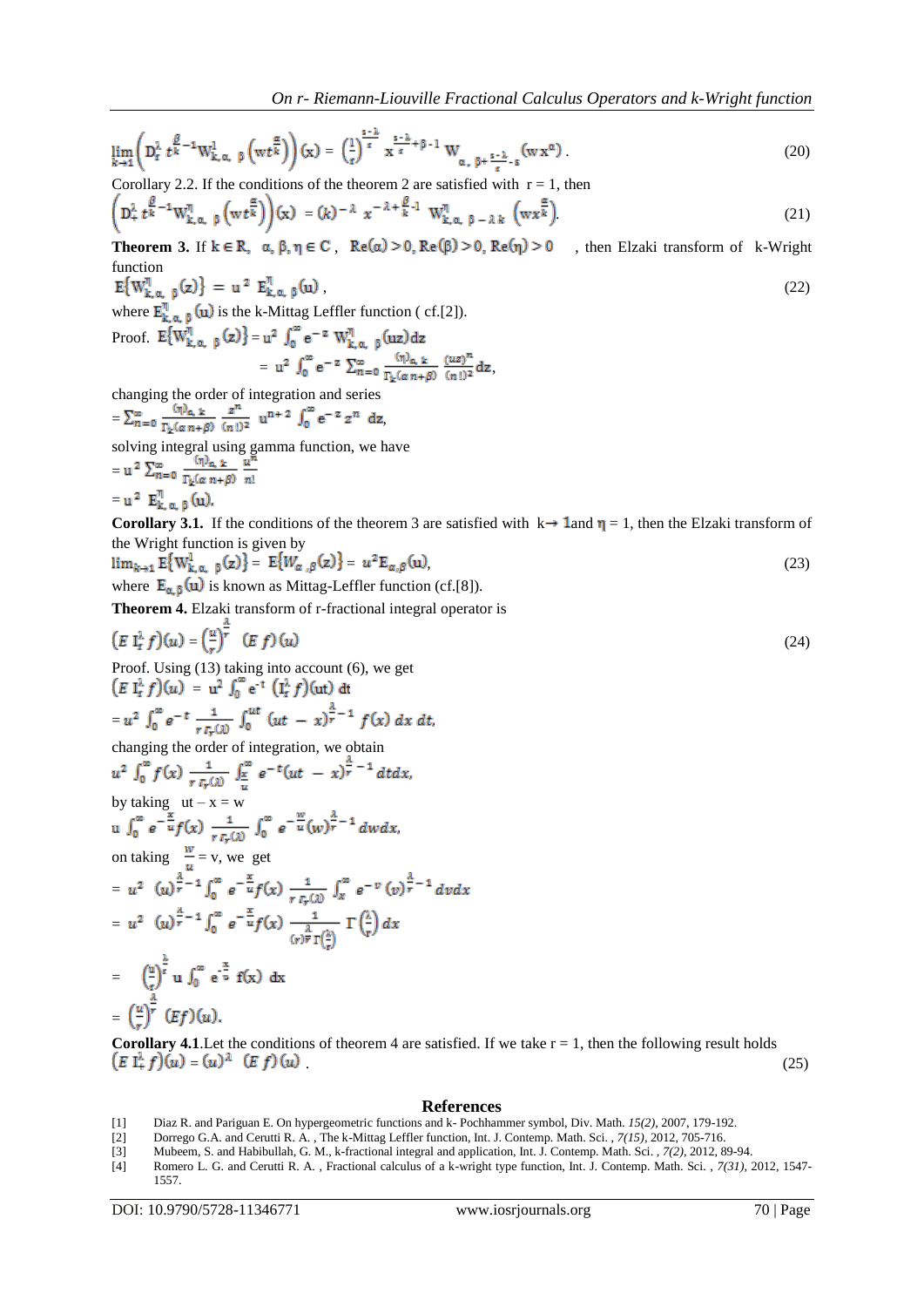$$\lim_{k\to 1}\left(D_r^{\lambda}\, t^{\frac{\beta}{k}-1} W_{k,\alpha,\beta}^{1}\left(wt^{\frac{\alpha}{k}}\right)\right)(x) = \left(\frac{1}{r}\right)^{\frac{s-\lambda}{s}} x^{\frac{s-\lambda}{s}+\beta-1}\, W_{\alpha,\ \beta+\frac{s-\lambda}{s}-s}\left(w x^{\alpha}\right). \tag{20}$$

Corollary 2.2. If the conditions of the theorem 2 are satisfied with $r = 1$, then

$$\left(D_r^{\lambda}\, t^{\frac{\beta}{k}-1} W_{k,\alpha,\beta}^{\eta}\left(wt^{\frac{\alpha}{k}}\right)\right)(x) = (k)^{-\lambda}\, x^{-\lambda+\frac{\beta}{k}-1}\, W_{k,\alpha,\ \beta-\lambda k}^{\eta}\left(wx^{\frac{\alpha}{k}}\right). \tag{21}$$

**Theorem 3.** If $k \in \mathbb{R},\ \alpha, \beta, \eta \in \mathbb{C},\ \mathrm{Re}(\alpha) > 0, \mathrm{Re}(\beta) > 0, \mathrm{Re}(\eta) > 0$ , then Elzaki transform of k-Wright function

$$E\{W_{k,\alpha,\beta}^{\eta}(z)\} = u^2\, E_{k,\alpha,\beta}^{\eta}(u), \tag{22}$$

where $E_{k,\alpha,\beta}^{\eta}(u)$ is the k-Mittag Leffler function ( cf.[2]).

Proof. $E\{W_{k,\alpha,\beta}^{\eta}(z)\} = u^2 \int_0^{\infty} e^{-z}\, W_{k,\alpha,\beta}^{\eta}(uz)\,dz$

$$= u^2 \int_0^{\infty} e^{-z} \sum_{n=0}^{\infty} \frac{(\eta)_{n,k}}{\Gamma_k(\alpha n+\beta)} \frac{(uz)^n}{(n!)^2}\,dz,$$

changing the order of integration and series

$$= \sum_{n=0}^{\infty} \frac{(\eta)_{n,k}}{\Gamma_k(\alpha n+\beta)} \frac{z^n}{(n!)^2}\ u^{n+2} \int_0^{\infty} e^{-z} z^n\ dz,$$

solving integral using gamma function, we have

$$= u^2 \sum_{n=0}^{\infty} \frac{(\eta)_{n,k}}{\Gamma_k(\alpha n+\beta)} \frac{u^n}{n!}$$

$$= u^2\ E_{k,\alpha,\beta}^{\eta}(u).$$

**Corollary 3.1.** If the conditions of the theorem 3 are satisfied with $k \to 1$ and $\eta = 1$, then the Elzaki transform of the Wright function is given by

$$\lim_{k\to 1} E\{W_{k,\alpha,\beta}^{1}(z)\} = E\{W_{\alpha,\beta}(z)\} = u^2 E_{\alpha,\beta}(u), \tag{23}$$

where $E_{\alpha,\beta}(u)$ is known as Mittag-Leffler function (cf.[8]).

**Theorem 4.** Elzaki transform of r-fractional integral operator is

$$\left(E\, I_r^{\lambda} f\right)(u) = \left(\frac{u}{r}\right)^{\frac{\lambda}{r}}\ (E\, f)(u) \tag{24}$$

Proof. Using (13) taking into account (6), we get

$$\left(E\, I_r^{\lambda} f\right)(u) = u^2 \int_0^{\infty} e^{-t} \left(I_r^{\lambda} f\right)(ut)\,dt$$

$$= u^2 \int_0^{\infty} e^{-t} \frac{1}{r\,\Gamma_r(\lambda)} \int_0^{ut} (ut - x)^{\frac{\lambda}{r}-1} f(x)\,dx\,dt,$$

changing the order of integration, we obtain

$$u^2 \int_0^{\infty} f(x) \frac{1}{r\,\Gamma_r(\lambda)} \int_{\frac{x}{u}}^{\infty} e^{-t}(ut - x)^{\frac{\lambda}{r}-1}\,dt\,dx,$$

by taking $ut - x = w$

$$u \int_0^{\infty} e^{-\frac{x}{u}} f(x) \frac{1}{r\,\Gamma_r(\lambda)} \int_0^{\infty} e^{-\frac{w}{u}}(w)^{\frac{\lambda}{r}-1}\,dw\,dx,$$

on taking $\frac{w}{u} = v$, we get

$$= u^2\ (u)^{\frac{\lambda}{r}-1} \int_0^{\infty} e^{-\frac{x}{u}} f(x) \frac{1}{r\,\Gamma_r(\lambda)} \int_x^{\infty} e^{-v}\,(v)^{\frac{\lambda}{r}-1}\,dv\,dx$$

$$= u^2\ (u)^{\frac{\lambda}{r}-1} \int_0^{\infty} e^{-\frac{x}{u}} f(x) \frac{1}{(r)^{\frac{\lambda}{r}}\Gamma\left(\frac{\lambda}{r}\right)}\,\Gamma\left(\frac{\lambda}{r}\right) dx$$

$$= \left(\frac{u}{r}\right)^{\frac{\lambda}{r}} u \int_0^{\infty} e^{-\frac{x}{u}} f(x)\ dx$$

$$= \left(\frac{u}{r}\right)^{\frac{\lambda}{r}} (Ef)(u).$$

**Corollary 4.1.** Let the conditions of theorem 4 are satisfied. If we take $r = 1$, then the following result holds

$$\left(E\, I_r^{\lambda} f\right)(u) = (u)^{\lambda}\ (E\, f)(u)\ . \tag{25}$$

## References

[1] Diaz R. and Pariguan E. On hypergeometric functions and k- Pochhammer symbol, Div. Math. *15(2)*, 2007, 179-192.

[2] Dorrego G.A. and Cerutti R. A. , The k-Mittag Leffler function, Int. J. Contemp. Math. Sci. , *7(15)*, 2012, 705-716.

[3] Mubeem, S. and Habibullah, G. M., k-fractional integral and application, Int. J. Contemp. Math. Sci. , *7(2)*, 2012, 89-94.

[4] Romero L. G. and Cerutti R. A. , Fractional calculus of a k-wright type function, Int. J. Contemp. Math. Sci. , *7(31)*, 2012, 1547-1557.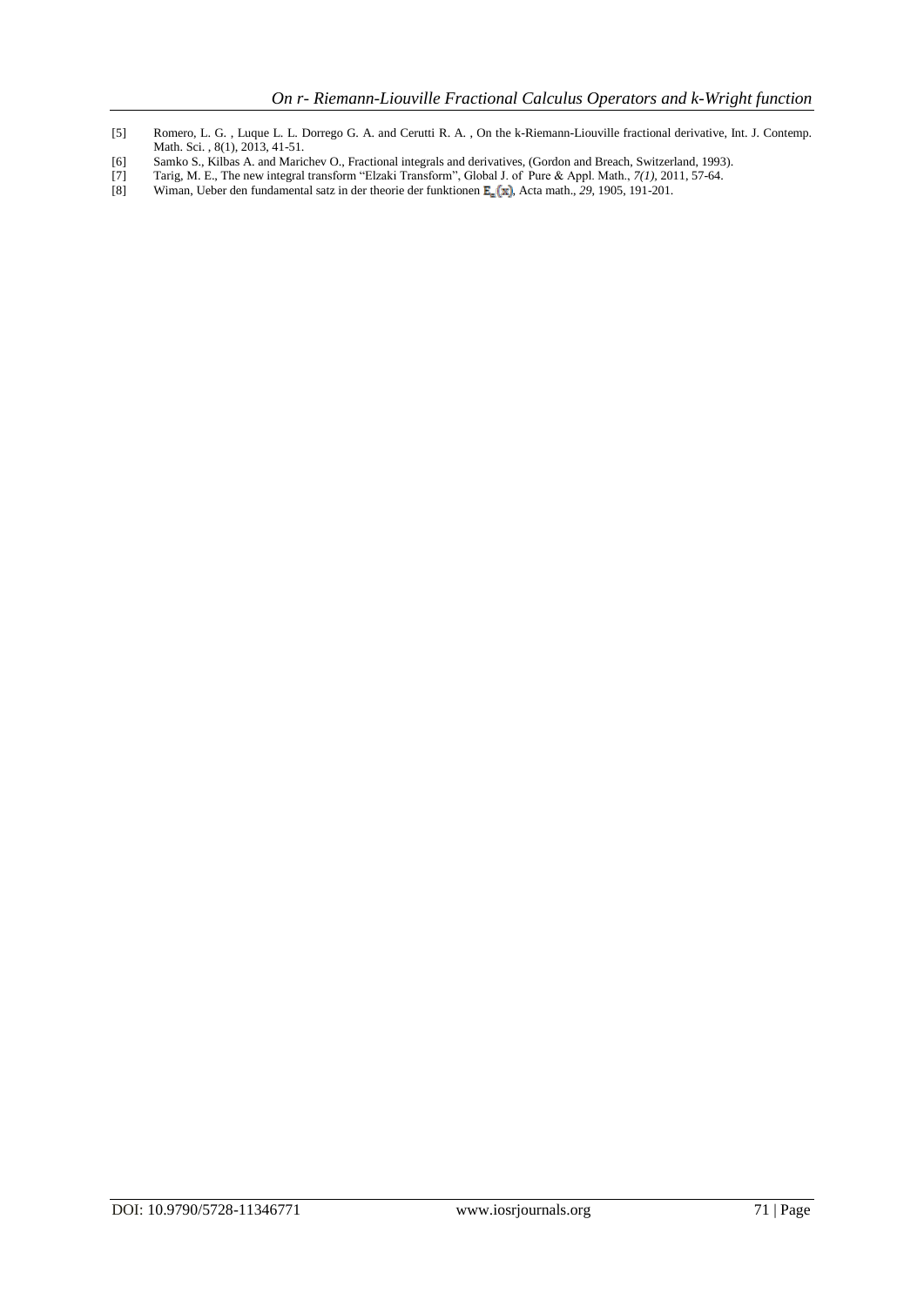[5] Romero, L. G. , Luque L. L. Dorrego G. A. and Cerutti R. A. , On the k-Riemann-Liouville fractional derivative, Int. J. Contemp. Math. Sci. , 8(1), 2013, 41-51.

[6] Samko S., Kilbas A. and Marichev O., Fractional integrals and derivatives, (Gordon and Breach, Switzerland, 1993).

[7] Tarig, M. E., The new integral transform "Elzaki Transform", Global J. of Pure & Appl. Math., *7(1)*, 2011, 57-64.

[8] Wiman, Ueber den fundamental satz in der theorie der funktionen $E_\alpha(x)$, Acta math., *29*, 1905, 191-201.